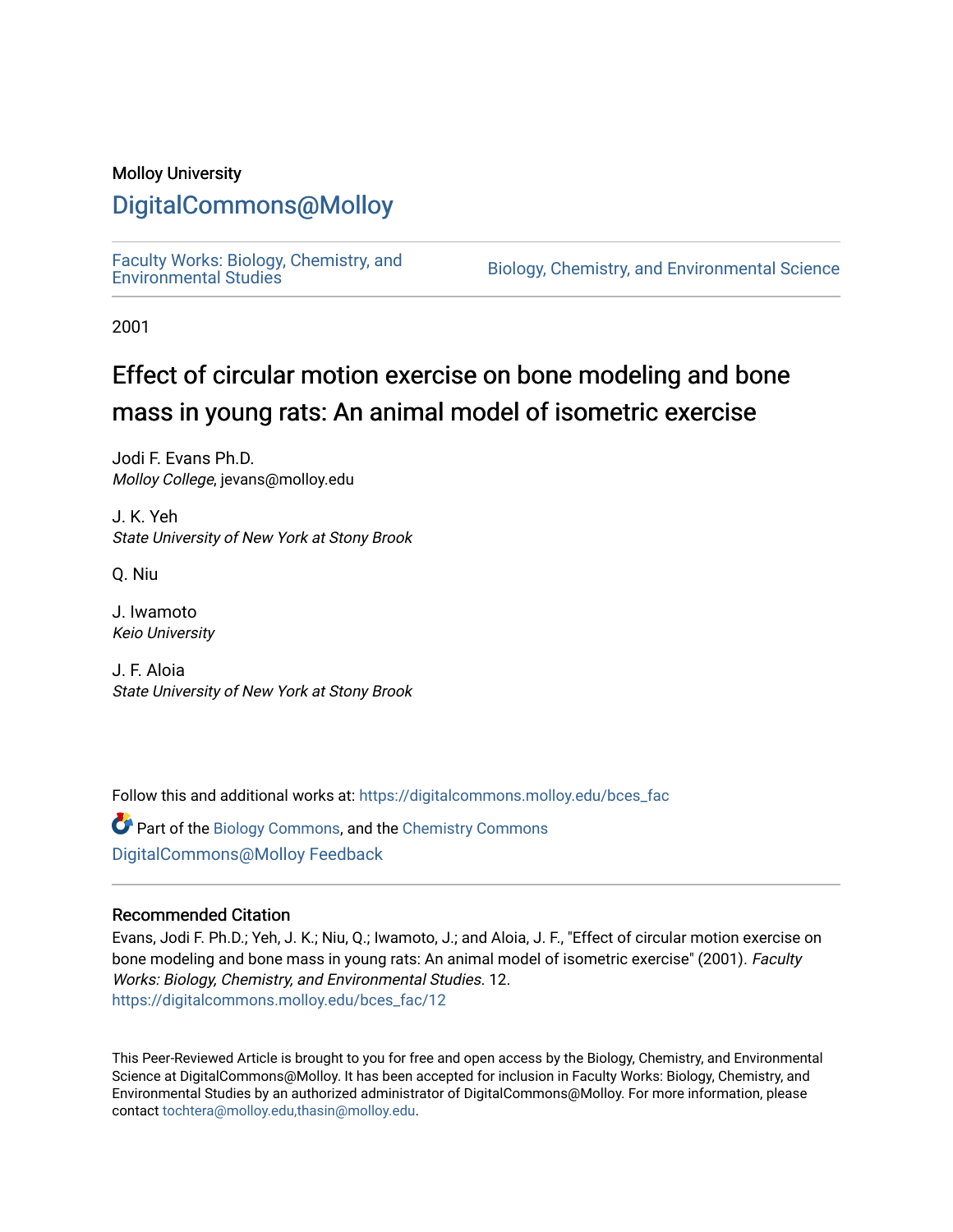Molloy University

# DigitalCommons@Molloy

Faculty Works: Biology, Chemistry, and Environmental Studies

Biology, Chemistry, and Environmental Science

2001

# Effect of circular motion exercise on bone modeling and bone mass in young rats: An animal model of isometric exercise

Jodi F. Evans Ph.D.
*Molloy College*, jevans@molloy.edu

J. K. Yeh
*State University of New York at Stony Brook*

Q. Niu

J. Iwamoto
*Keio University*

J. F. Aloia
*State University of New York at Stony Brook*

Follow this and additional works at: https://digitalcommons.molloy.edu/bces_fac

Part of the Biology Commons, and the Chemistry Commons

DigitalCommons@Molloy Feedback

## Recommended Citation

Evans, Jodi F. Ph.D.; Yeh, J. K.; Niu, Q.; Iwamoto, J.; and Aloia, J. F., "Effect of circular motion exercise on bone modeling and bone mass in young rats: An animal model of isometric exercise" (2001). *Faculty Works: Biology, Chemistry, and Environmental Studies*. 12.
https://digitalcommons.molloy.edu/bces_fac/12

This Peer-Reviewed Article is brought to you for free and open access by the Biology, Chemistry, and Environmental Science at DigitalCommons@Molloy. It has been accepted for inclusion in Faculty Works: Biology, Chemistry, and Environmental Studies by an authorized administrator of DigitalCommons@Molloy. For more information, please contact tochtera@molloy.edu,thasin@molloy.edu.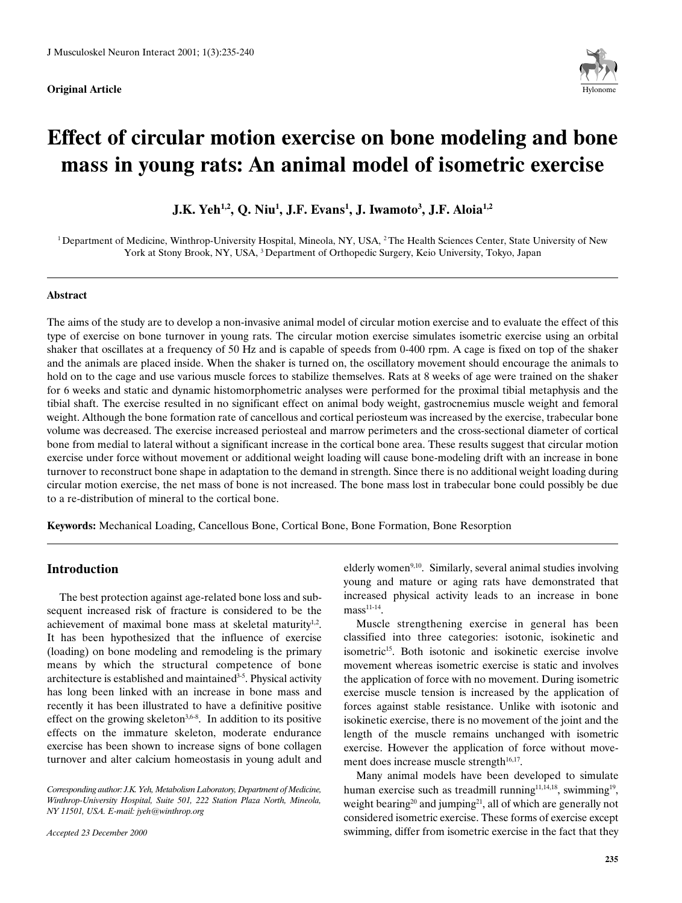Original Article

# Effect of circular motion exercise on bone modeling and bone mass in young rats: An animal model of isometric exercise

**J.K. Yeh[1,2], Q. Niu[1], J.F. Evans[1], J. Iwamoto[3], J.F. Aloia[1,2]**

[1] Department of Medicine, Winthrop-University Hospital, Mineola, NY, USA, [2] The Health Sciences Center, State University of New York at Stony Brook, NY, USA, [3] Department of Orthopedic Surgery, Keio University, Tokyo, Japan

### Abstract

The aims of the study are to develop a non-invasive animal model of circular motion exercise and to evaluate the effect of this type of exercise on bone turnover in young rats. The circular motion exercise simulates isometric exercise using an orbital shaker that oscillates at a frequency of 50 Hz and is capable of speeds from 0-400 rpm. A cage is fixed on top of the shaker and the animals are placed inside. When the shaker is turned on, the oscillatory movement should encourage the animals to hold on to the cage and use various muscle forces to stabilize themselves. Rats at 8 weeks of age were trained on the shaker for 6 weeks and static and dynamic histomorphometric analyses were performed for the proximal tibial metaphysis and the tibial shaft. The exercise resulted in no significant effect on animal body weight, gastrocnemius muscle weight and femoral weight. Although the bone formation rate of cancellous and cortical periosteum was increased by the exercise, trabecular bone volume was decreased. The exercise increased periosteal and marrow perimeters and the cross-sectional diameter of cortical bone from medial to lateral without a significant increase in the cortical bone area. These results suggest that circular motion exercise under force without movement or additional weight loading will cause bone-modeling drift with an increase in bone turnover to reconstruct bone shape in adaptation to the demand in strength. Since there is no additional weight loading during circular motion exercise, the net mass of bone is not increased. The bone mass lost in trabecular bone could possibly be due to a re-distribution of mineral to the cortical bone.

**Keywords:** Mechanical Loading, Cancellous Bone, Cortical Bone, Bone Formation, Bone Resorption

## Introduction

The best protection against age-related bone loss and subsequent increased risk of fracture is considered to be the achievement of maximal bone mass at skeletal maturity[1,2]. It has been hypothesized that the influence of exercise (loading) on bone modeling and remodeling is the primary means by which the structural competence of bone architecture is established and maintained[3-5]. Physical activity has long been linked with an increase in bone mass and recently it has been illustrated to have a definitive positive effect on the growing skeleton[3,6-8]. In addition to its positive effects on the immature skeleton, moderate endurance exercise has been shown to increase signs of bone collagen turnover and alter calcium homeostasis in young adult and elderly women[9,10]. Similarly, several animal studies involving young and mature or aging rats have demonstrated that increased physical activity leads to an increase in bone mass[11-14].

Muscle strengthening exercise in general has been classified into three categories: isotonic, isokinetic and isometric[15]. Both isotonic and isokinetic exercise involve movement whereas isometric exercise is static and involves the application of force with no movement. During isometric exercise muscle tension is increased by the application of forces against stable resistance. Unlike with isotonic and isokinetic exercise, there is no movement of the joint and the length of the muscle remains unchanged with isometric exercise. However the application of force without movement does increase muscle strength[16,17].

Many animal models have been developed to simulate human exercise such as treadmill running[11,14,18], swimming[19], weight bearing[20] and jumping[21], all of which are generally not considered isometric exercise. These forms of exercise except swimming, differ from isometric exercise in the fact that they

*Corresponding author: J.K. Yeh, Metabolism Laboratory, Department of Medicine, Winthrop-University Hospital, Suite 501, 222 Station Plaza North, Mineola, NY 11501, USA. E-mail: jyeh@winthrop.org*

*Accepted 23 December 2000*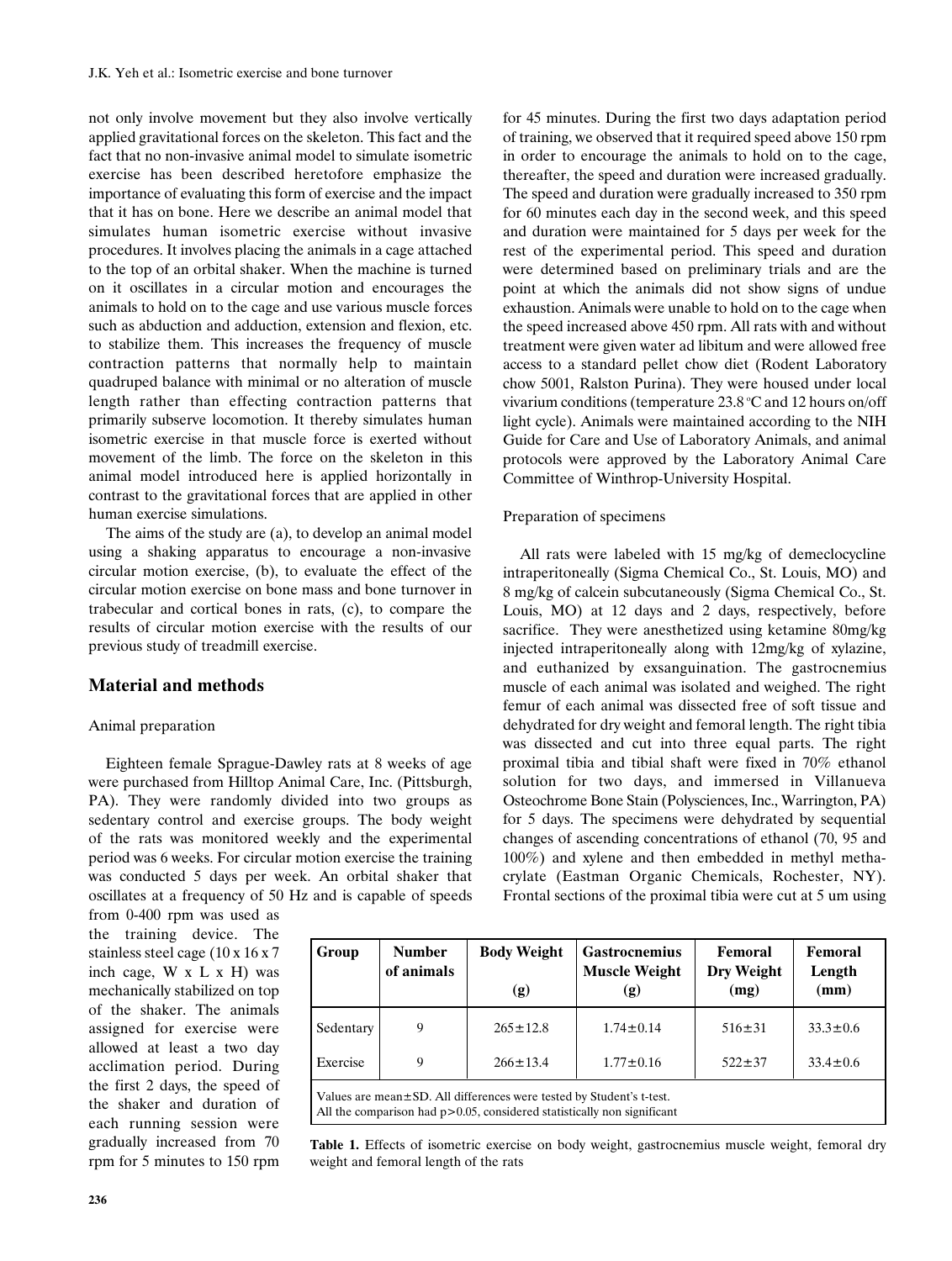not only involve movement but they also involve vertically applied gravitational forces on the skeleton. This fact and the fact that no non-invasive animal model to simulate isometric exercise has been described heretofore emphasize the importance of evaluating this form of exercise and the impact that it has on bone. Here we describe an animal model that simulates human isometric exercise without invasive procedures. It involves placing the animals in a cage attached to the top of an orbital shaker. When the machine is turned on it oscillates in a circular motion and encourages the animals to hold on to the cage and use various muscle forces such as abduction and adduction, extension and flexion, etc. to stabilize them. This increases the frequency of muscle contraction patterns that normally help to maintain quadruped balance with minimal or no alteration of muscle length rather than effecting contraction patterns that primarily subserve locomotion. It thereby simulates human isometric exercise in that muscle force is exerted without movement of the limb. The force on the skeleton in this animal model introduced here is applied horizontally in contrast to the gravitational forces that are applied in other human exercise simulations.

The aims of the study are (a), to develop an animal model using a shaking apparatus to encourage a non-invasive circular motion exercise, (b), to evaluate the effect of the circular motion exercise on bone mass and bone turnover in trabecular and cortical bones in rats, (c), to compare the results of circular motion exercise with the results of our previous study of treadmill exercise.

## Material and methods

### Animal preparation

Eighteen female Sprague-Dawley rats at 8 weeks of age were purchased from Hilltop Animal Care, Inc. (Pittsburgh, PA). They were randomly divided into two groups as sedentary control and exercise groups. The body weight of the rats was monitored weekly and the experimental period was 6 weeks. For circular motion exercise the training was conducted 5 days per week. An orbital shaker that oscillates at a frequency of 50 Hz and is capable of speeds from 0-400 rpm was used as the training device. The stainless steel cage (10 x 16 x 7 inch cage, W x L x H) was mechanically stabilized on top of the shaker. The animals assigned for exercise were allowed at least a two day acclimation period. During the first 2 days, the speed of the shaker and duration of each running session were gradually increased from 70 rpm for 5 minutes to 150 rpm for 45 minutes. During the first two days adaptation period of training, we observed that it required speed above 150 rpm in order to encourage the animals to hold on to the cage, thereafter, the speed and duration were increased gradually. The speed and duration were gradually increased to 350 rpm for 60 minutes each day in the second week, and this speed and duration were maintained for 5 days per week for the rest of the experimental period. This speed and duration were determined based on preliminary trials and are the point at which the animals did not show signs of undue exhaustion. Animals were unable to hold on to the cage when the speed increased above 450 rpm. All rats with and without treatment were given water ad libitum and were allowed free access to a standard pellet chow diet (Rodent Laboratory chow 5001, Ralston Purina). They were housed under local vivarium conditions (temperature 23.8 °C and 12 hours on/off light cycle). Animals were maintained according to the NIH Guide for Care and Use of Laboratory Animals, and animal protocols were approved by the Laboratory Animal Care Committee of Winthrop-University Hospital.

### Preparation of specimens

All rats were labeled with 15 mg/kg of demeclocycline intraperitoneally (Sigma Chemical Co., St. Louis, MO) and 8 mg/kg of calcein subcutaneously (Sigma Chemical Co., St. Louis, MO) at 12 days and 2 days, respectively, before sacrifice. They were anesthetized using ketamine 80mg/kg injected intraperitoneally along with 12mg/kg of xylazine, and euthanized by exsanguination. The gastrocnemius muscle of each animal was isolated and weighed. The right femur of each animal was dissected free of soft tissue and dehydrated for dry weight and femoral length. The right tibia was dissected and cut into three equal parts. The right proximal tibia and tibial shaft were fixed in 70% ethanol solution for two days, and immersed in Villanueva Osteochrome Bone Stain (Polysciences, Inc., Warrington, PA) for 5 days. The specimens were dehydrated by sequential changes of ascending concentrations of ethanol (70, 95 and 100%) and xylene and then embedded in methyl methacrylate (Eastman Organic Chemicals, Rochester, NY). Frontal sections of the proximal tibia were cut at 5 um using

| Group | Number of animals | Body Weight (g) | Gastrocnemius Muscle Weight (g) | Femoral Dry Weight (mg) | Femoral Length (mm) |
|---|---|---|---|---|---|
| Sedentary | 9 | 265±12.8 | 1.74±0.14 | 516±31 | 33.3±0.6 |
| Exercise | 9 | 266±13.4 | 1.77±0.16 | 522±37 | 33.4±0.6 |

Values are mean±SD. All differences were tested by Student's t-test.
All the comparison had $p>0.05$, considered statistically non significant

**Table 1.** Effects of isometric exercise on body weight, gastrocnemius muscle weight, femoral dry weight and femoral length of the rats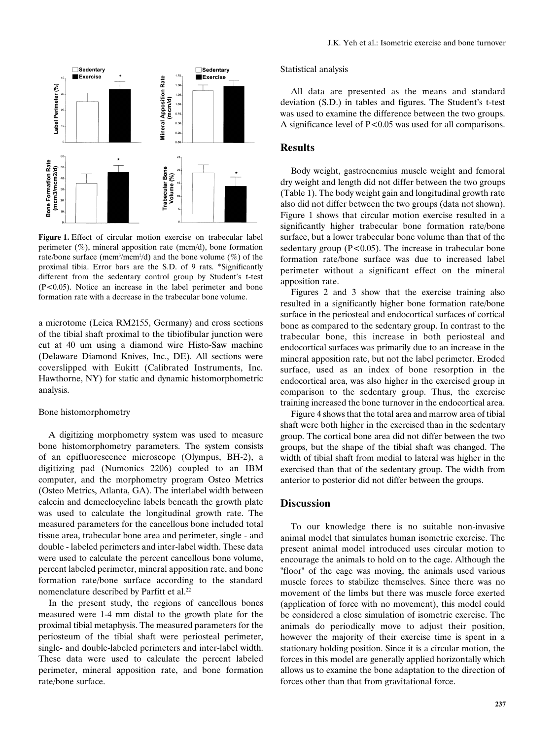**Figure 1.** Effect of circular motion exercise on trabecular label perimeter (%), mineral apposition rate (mcm/d), bone formation rate/bone surface ($mcm^3/mcm^2/d$) and the bone volume (%) of the proximal tibia. Error bars are the S.D. of 9 rats. *Significantly different from the sedentary control group by Student's t-test ($P<0.05$). Notice an increase in the label perimeter and bone formation rate with a decrease in the trabecular bone volume.

a microtome (Leica RM2155, Germany) and cross sections of the tibial shaft proximal to the tibiofibular junction were cut at 40 um using a diamond wire Histo-Saw machine (Delaware Diamond Knives, Inc., DE). All sections were coverslipped with Eukitt (Calibrated Instruments, Inc. Hawthorne, NY) for static and dynamic histomorphometric analysis.

### Bone histomorphometry

A digitizing morphometry system was used to measure bone histomorphometry parameters. The system consists of an epifluorescence microscope (Olympus, BH-2), a digitizing pad (Numonics 2206) coupled to an IBM computer, and the morphometry program Osteo Metrics (Osteo Metrics, Atlanta, GA). The interlabel width between calcein and demeclocycline labels beneath the growth plate was used to calculate the longitudinal growth rate. The measured parameters for the cancellous bone included total tissue area, trabecular bone area and perimeter, single - and double - labeled perimeters and inter-label width. These data were used to calculate the percent cancellous bone volume, percent labeled perimeter, mineral apposition rate, and bone formation rate/bone surface according to the standard nomenclature described by Parfitt et al.[22]

In the present study, the regions of cancellous bones measured were 1-4 mm distal to the growth plate for the proximal tibial metaphysis. The measured parameters for the periosteum of the tibial shaft were periosteal perimeter, single- and double-labeled perimeters and inter-label width. These data were used to calculate the percent labeled perimeter, mineral apposition rate, and bone formation rate/bone surface.

### Statistical analysis

All data are presented as the means and standard deviation (S.D.) in tables and figures. The Student's t-test was used to examine the difference between the two groups. A significance level of $P<0.05$ was used for all comparisons.

## Results

Body weight, gastrocnemius muscle weight and femoral dry weight and length did not differ between the two groups (Table 1). The body weight gain and longitudinal growth rate also did not differ between the two groups (data not shown). Figure 1 shows that circular motion exercise resulted in a significantly higher trabecular bone formation rate/bone surface, but a lower trabecular bone volume than that of the sedentary group ($P<0.05$). The increase in trabecular bone formation rate/bone surface was due to increased label perimeter without a significant effect on the mineral apposition rate.

Figures 2 and 3 show that the exercise training also resulted in a significantly higher bone formation rate/bone surface in the periosteal and endocortical surfaces of cortical bone as compared to the sedentary group. In contrast to the trabecular bone, this increase in both periosteal and endocortical surfaces was primarily due to an increase in the mineral apposition rate, but not the label perimeter. Eroded surface, used as an index of bone resorption in the endocortical area, was also higher in the exercised group in comparison to the sedentary group. Thus, the exercise training increased the bone turnover in the endocortical area.

Figure 4 shows that the total area and marrow area of tibial shaft were both higher in the exercised than in the sedentary group. The cortical bone area did not differ between the two groups, but the shape of the tibial shaft was changed. The width of tibial shaft from medial to lateral was higher in the exercised than that of the sedentary group. The width from anterior to posterior did not differ between the groups.

## Discussion

To our knowledge there is no suitable non-invasive animal model that simulates human isometric exercise. The present animal model introduced uses circular motion to encourage the animals to hold on to the cage. Although the "floor" of the cage was moving, the animals used various muscle forces to stabilize themselves. Since there was no movement of the limbs but there was muscle force exerted (application of force with no movement), this model could be considered a close simulation of isometric exercise. The animals do periodically move to adjust their position, however the majority of their exercise time is spent in a stationary holding position. Since it is a circular motion, the forces in this model are generally applied horizontally which allows us to examine the bone adaptation to the direction of forces other than that from gravitational force.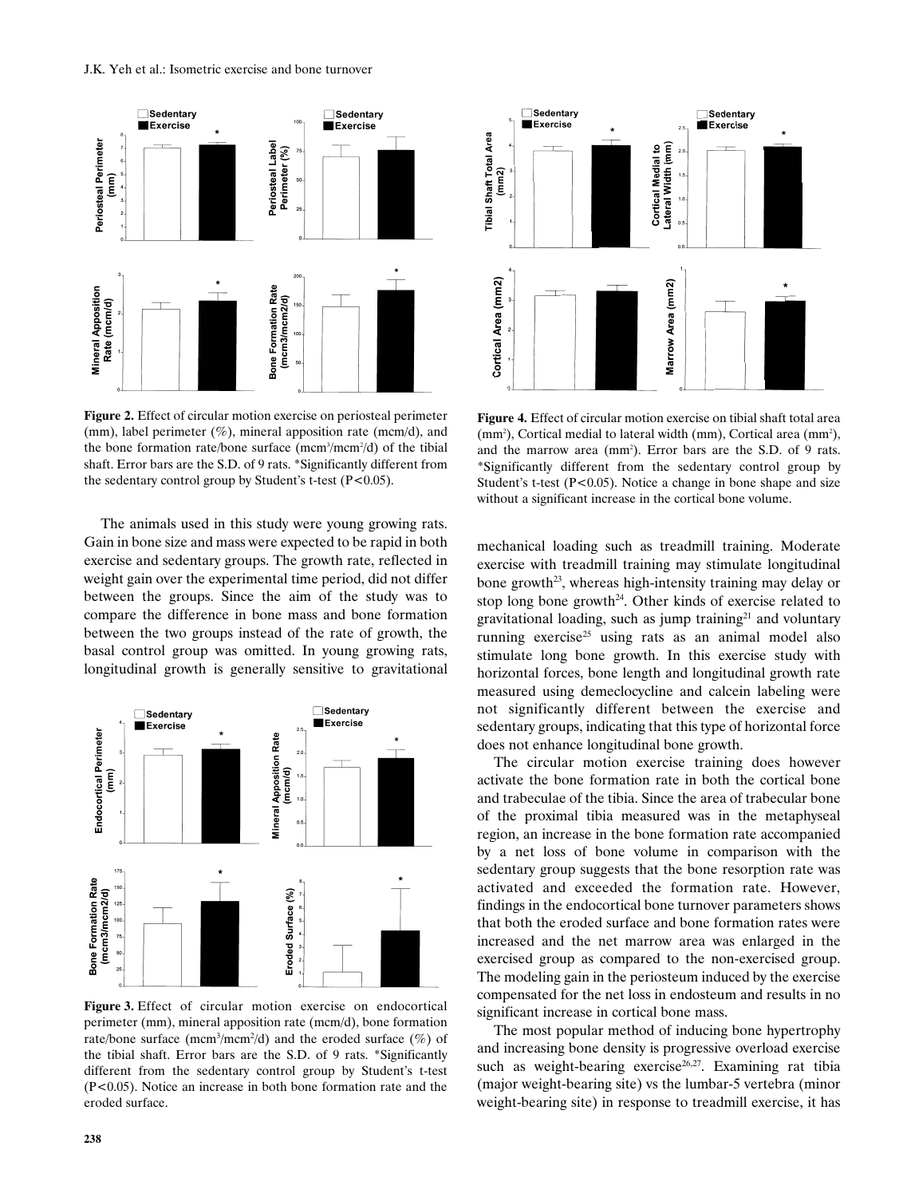**Figure 2.** Effect of circular motion exercise on periosteal perimeter (mm), label perimeter (%), mineral apposition rate (mcm/d), and the bone formation rate/bone surface ($mcm^3/mcm^2/d$) of the tibial shaft. Error bars are the S.D. of 9 rats. *Significantly different from the sedentary control group by Student's t-test ($P<0.05$).

The animals used in this study were young growing rats. Gain in bone size and mass were expected to be rapid in both exercise and sedentary groups. The growth rate, reflected in weight gain over the experimental time period, did not differ between the groups. Since the aim of the study was to compare the difference in bone mass and bone formation between the two groups instead of the rate of growth, the basal control group was omitted. In young growing rats, longitudinal growth is generally sensitive to gravitational mechanical loading such as treadmill training. Moderate exercise with treadmill training may stimulate longitudinal bone growth[23], whereas high-intensity training may delay or stop long bone growth[24]. Other kinds of exercise related to gravitational loading, such as jump training[21] and voluntary running exercise[25] using rats as an animal model also stimulate long bone growth. In this exercise study with horizontal forces, bone length and longitudinal growth rate measured using demeclocycline and calcein labeling were not significantly different between the exercise and sedentary groups, indicating that this type of horizontal force does not enhance longitudinal bone growth.

**Figure 3.** Effect of circular motion exercise on endocortical perimeter (mm), mineral apposition rate (mcm/d), bone formation rate/bone surface ($mcm^3/mcm^2/d$) and the eroded surface (%) of the tibial shaft. Error bars are the S.D. of 9 rats. *Significantly different from the sedentary control group by Student's t-test ($P<0.05$). Notice an increase in both bone formation rate and the eroded surface.

**Figure 4.** Effect of circular motion exercise on tibial shaft total area ($mm^2$), Cortical medial to lateral width (mm), Cortical area ($mm^2$), and the marrow area ($mm^2$). Error bars are the S.D. of 9 rats. *Significantly different from the sedentary control group by Student's t-test ($P<0.05$). Notice a change in bone shape and size without a significant increase in the cortical bone volume.

The circular motion exercise training does however activate the bone formation rate in both the cortical bone and trabeculae of the tibia. Since the area of trabecular bone of the proximal tibia measured was in the metaphyseal region, an increase in the bone formation rate accompanied by a net loss of bone volume in comparison with the sedentary group suggests that the bone resorption rate was activated and exceeded the formation rate. However, findings in the endocortical bone turnover parameters shows that both the eroded surface and bone formation rates were increased and the net marrow area was enlarged in the exercised group as compared to the non-exercised group. The modeling gain in the periosteum induced by the exercise compensated for the net loss in endosteum and results in no significant increase in cortical bone mass.

The most popular method of inducing bone hypertrophy and increasing bone density is progressive overload exercise such as weight-bearing exercise[26,27]. Examining rat tibia (major weight-bearing site) vs the lumbar-5 vertebra (minor weight-bearing site) in response to treadmill exercise, it has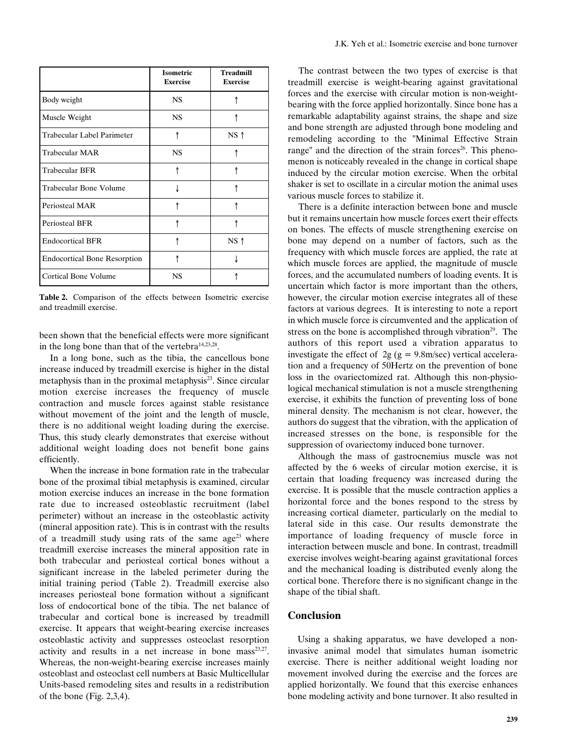| | Isometric Exercise | Treadmill Exercise |
|---|---|---|
| Body weight | NS | ↑ |
| Muscle Weight | NS | ↑ |
| Trabecular Label Parimeter | ↑ | NS ↑ |
| Trabecular MAR | NS | ↑ |
| Trabecular BFR | ↑ | ↑ |
| Trabecular Bone Volume | ↓ | ↑ |
| Periosteal MAR | ↑ | ↑ |
| Periosteal BFR | ↑ | ↑ |
| Endocortical BFR | ↑ | NS ↑ |
| Endocortical Bone Resorption | ↑ | ↓ |
| Cortical Bone Volume | NS | ↑ |

**Table 2.** Comparison of the effects between Isometric exercise and treadmill exercise.

been shown that the beneficial effects were more significant in the long bone than that of the vertebra[14,23,28].

In a long bone, such as the tibia, the cancellous bone increase induced by treadmill exercise is higher in the distal metaphysis than in the proximal metaphysis[23]. Since circular motion exercise increases the frequency of muscle contraction and muscle forces against stable resistance without movement of the joint and the length of muscle, there is no additional weight loading during the exercise. Thus, this study clearly demonstrates that exercise without additional weight loading does not benefit bone gains efficiently.

When the increase in bone formation rate in the trabecular bone of the proximal tibial metaphysis is examined, circular motion exercise induces an increase in the bone formation rate due to increased osteoblastic recruitment (label perimeter) without an increase in the osteoblastic activity (mineral apposition rate). This is in contrast with the results of a treadmill study using rats of the same age[23] where treadmill exercise increases the mineral apposition rate in both trabecular and periosteal cortical bones without a significant increase in the labeled perimeter during the initial training period (Table 2). Treadmill exercise also increases periosteal bone formation without a significant loss of endocortical bone of the tibia. The net balance of trabecular and cortical bone is increased by treadmill exercise. It appears that weight-bearing exercise increases osteoblastic activity and suppresses osteoclast resorption activity and results in a net increase in bone mass[23,27]. Whereas, the non-weight-bearing exercise increases mainly osteoblast and osteoclast cell numbers at Basic Multicellular Units-based remodeling sites and results in a redistribution of the bone (Fig. 2,3,4).

The contrast between the two types of exercise is that treadmill exercise is weight-bearing against gravitational forces and the exercise with circular motion is non-weight-bearing with the force applied horizontally. Since bone has a remarkable adaptability against strains, the shape and size and bone strength are adjusted through bone modeling and remodeling according to the "Minimal Effective Strain range" and the direction of the strain forces[26]. This phenomenon is noticeably revealed in the change in cortical shape induced by the circular motion exercise. When the orbital shaker is set to oscillate in a circular motion the animal uses various muscle forces to stabilize it.

There is a definite interaction between bone and muscle but it remains uncertain how muscle forces exert their effects on bones. The effects of muscle strengthening exercise on bone may depend on a number of factors, such as the frequency with which muscle forces are applied, the rate at which muscle forces are applied, the magnitude of muscle forces, and the accumulated numbers of loading events. It is uncertain which factor is more important than the others, however, the circular motion exercise integrates all of these factors at various degrees. It is interesting to note a report in which muscle force is circumvented and the application of stress on the bone is accomplished through vibration[29]. The authors of this report used a vibration apparatus to investigate the effect of 2g (g = 9.8m/sec) vertical acceleration and a frequency of 50Hertz on the prevention of bone loss in the ovariectomized rat. Although this non-physiological mechanical stimulation is not a muscle strengthening exercise, it exhibits the function of preventing loss of bone mineral density. The mechanism is not clear, however, the authors do suggest that the vibration, with the application of increased stresses on the bone, is responsible for the suppression of ovariectomy induced bone turnover.

Although the mass of gastrocnemius muscle was not affected by the 6 weeks of circular motion exercise, it is certain that loading frequency was increased during the exercise. It is possible that the muscle contraction applies a horizontal force and the bones respond to the stress by increasing cortical diameter, particularly on the medial to lateral side in this case. Our results demonstrate the importance of loading frequency of muscle force in interaction between muscle and bone. In contrast, treadmill exercise involves weight-bearing against gravitational forces and the mechanical loading is distributed evenly along the cortical bone. Therefore there is no significant change in the shape of the tibial shaft.

## Conclusion

Using a shaking apparatus, we have developed a non-invasive animal model that simulates human isometric exercise. There is neither additional weight loading nor movement involved during the exercise and the forces are applied horizontally. We found that this exercise enhances bone modeling activity and bone turnover. It also resulted in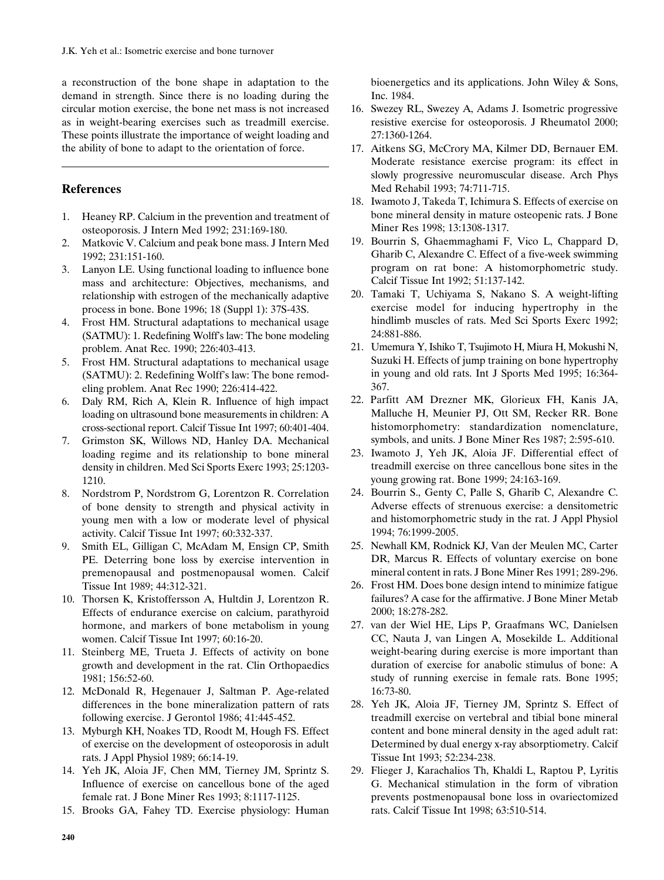a reconstruction of the bone shape in adaptation to the demand in strength. Since there is no loading during the circular motion exercise, the bone net mass is not increased as in weight-bearing exercises such as treadmill exercise. These points illustrate the importance of weight loading and the ability of bone to adapt to the orientation of force.

## References

1. Heaney RP. Calcium in the prevention and treatment of osteoporosis. J Intern Med 1992; 231:169-180.
2. Matkovic V. Calcium and peak bone mass. J Intern Med 1992; 231:151-160.
3. Lanyon LE. Using functional loading to influence bone mass and architecture: Objectives, mechanisms, and relationship with estrogen of the mechanically adaptive process in bone. Bone 1996; 18 (Suppl 1): 37S-43S.
4. Frost HM. Structural adaptations to mechanical usage (SATMU): 1. Redefining Wolff's law: The bone modeling problem. Anat Rec. 1990; 226:403-413.
5. Frost HM. Structural adaptations to mechanical usage (SATMU): 2. Redefining Wolff's law: The bone remodeling problem. Anat Rec 1990; 226:414-422.
6. Daly RM, Rich A, Klein R. Influence of high impact loading on ultrasound bone measurements in children: A cross-sectional report. Calcif Tissue Int 1997; 60:401-404.
7. Grimston SK, Willows ND, Hanley DA. Mechanical loading regime and its relationship to bone mineral density in children. Med Sci Sports Exerc 1993; 25:1203-1210.
8. Nordstrom P, Nordstrom G, Lorentzon R. Correlation of bone density to strength and physical activity in young men with a low or moderate level of physical activity. Calcif Tissue Int 1997; 60:332-337.
9. Smith EL, Gilligan C, McAdam M, Ensign CP, Smith PE. Deterring bone loss by exercise intervention in premenopausal and postmenopausal women. Calcif Tissue Int 1989; 44:312-321.
10. Thorsen K, Kristoffersson A, Hultdin J, Lorentzon R. Effects of endurance exercise on calcium, parathyroid hormone, and markers of bone metabolism in young women. Calcif Tissue Int 1997; 60:16-20.
11. Steinberg ME, Trueta J. Effects of activity on bone growth and development in the rat. Clin Orthopaedics 1981; 156:52-60.
12. McDonald R, Hegenauer J, Saltman P. Age-related differences in the bone mineralization pattern of rats following exercise. J Gerontol 1986; 41:445-452.
13. Myburgh KH, Noakes TD, Roodt M, Hough FS. Effect of exercise on the development of osteoporosis in adult rats. J Appl Physiol 1989; 66:14-19.
14. Yeh JK, Aloia JF, Chen MM, Tierney JM, Sprintz S. Influence of exercise on cancellous bone of the aged female rat. J Bone Miner Res 1993; 8:1117-1125.
15. Brooks GA, Fahey TD. Exercise physiology: Human bioenergetics and its applications. John Wiley & Sons, Inc. 1984.
16. Swezey RL, Swezey A, Adams J. Isometric progressive resistive exercise for osteoporosis. J Rheumatol 2000; 27:1360-1264.
17. Aitkens SG, McCrory MA, Kilmer DD, Bernauer EM. Moderate resistance exercise program: its effect in slowly progressive neuromuscular disease. Arch Phys Med Rehabil 1993; 74:711-715.
18. Iwamoto J, Takeda T, Ichimura S. Effects of exercise on bone mineral density in mature osteopenic rats. J Bone Miner Res 1998; 13:1308-1317.
19. Bourrin S, Ghaemmaghami F, Vico L, Chappard D, Gharib C, Alexandre C. Effect of a five-week swimming program on rat bone: A histomorphometric study. Calcif Tissue Int 1992; 51:137-142.
20. Tamaki T, Uchiyama S, Nakano S. A weight-lifting exercise model for inducing hypertrophy in the hindlimb muscles of rats. Med Sci Sports Exerc 1992; 24:881-886.
21. Umemura Y, Ishiko T, Tsujimoto H, Miura H, Mokushi N, Suzuki H. Effects of jump training on bone hypertrophy in young and old rats. Int J Sports Med 1995; 16:364-367.
22. Parfitt AM Drezner MK, Glorieux FH, Kanis JA, Malluche H, Meunier PJ, Ott SM, Recker RR. Bone histomorphometry: standardization nomenclature, symbols, and units. J Bone Miner Res 1987; 2:595-610.
23. Iwamoto J, Yeh JK, Aloia JF. Differential effect of treadmill exercise on three cancellous bone sites in the young growing rat. Bone 1999; 24:163-169.
24. Bourrin S., Genty C, Palle S, Gharib C, Alexandre C. Adverse effects of strenuous exercise: a densitometric and histomorphometric study in the rat. J Appl Physiol 1994; 76:1999-2005.
25. Newhall KM, Rodnick KJ, Van der Meulen MC, Carter DR, Marcus R. Effects of voluntary exercise on bone mineral content in rats. J Bone Miner Res 1991; 289-296.
26. Frost HM. Does bone design intend to minimize fatigue failures? A case for the affirmative. J Bone Miner Metab 2000; 18:278-282.
27. van der Wiel HE, Lips P, Graafmans WC, Danielsen CC, Nauta J, van Lingen A, Mosekilde L. Additional weight-bearing during exercise is more important than duration of exercise for anabolic stimulus of bone: A study of running exercise in female rats. Bone 1995; 16:73-80.
28. Yeh JK, Aloia JF, Tierney JM, Sprintz S. Effect of treadmill exercise on vertebral and tibial bone mineral content and bone mineral density in the aged adult rat: Determined by dual energy x-ray absorptiometry. Calcif Tissue Int 1993; 52:234-238.
29. Flieger J, Karachalios Th, Khaldi L, Raptou P, Lyritis G. Mechanical stimulation in the form of vibration prevents postmenopausal bone loss in ovariectomized rats. Calcif Tissue Int 1998; 63:510-514.